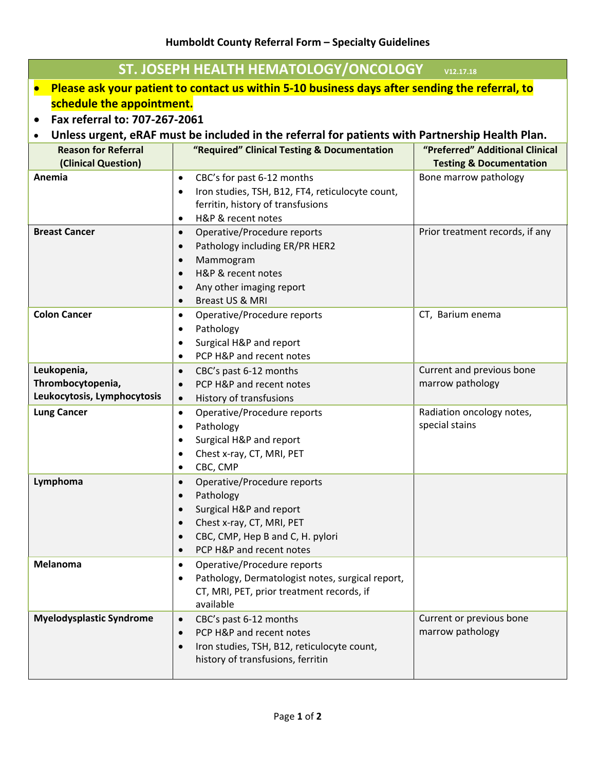**Humboldt County Referral Form – Specialty Guidelines**

## ST. JOSEPH HEALTH HEMATOLOGY/ONCOLOGY V12.17.18

- **Please ask your patient to contact us within 5-10 business days after sending the referral, to schedule the appointment.**
- **Fax referral to: 707-267-2061**
- **Unless urgent, eRAF must be included in the referral for patients with Partnership Health Plan.**

| Reason for Referral (Clinical Question) | "Required" Clinical Testing & Documentation | "Preferred" Additional Clinical Testing & Documentation |
|---|---|---|
| **Anemia** | • CBC's for past 6-12 months<br>• Iron studies, TSH, B12, FT4, reticulocyte count, ferritin, history of transfusions<br>• H&P & recent notes | Bone marrow pathology |
| **Breast Cancer** | • Operative/Procedure reports<br>• Pathology including ER/PR HER2<br>• Mammogram<br>• H&P & recent notes<br>• Any other imaging report<br>• Breast US & MRI | Prior treatment records, if any |
| **Colon Cancer** | • Operative/Procedure reports<br>• Pathology<br>• Surgical H&P and report<br>• PCP H&P and recent notes | CT, Barium enema |
| **Leukopenia, Thrombocytopenia, Leukocytosis, Lymphocytosis** | • CBC's past 6-12 months<br>• PCP H&P and recent notes<br>• History of transfusions | Current and previous bone marrow pathology |
| **Lung Cancer** | • Operative/Procedure reports<br>• Pathology<br>• Surgical H&P and report<br>• Chest x-ray, CT, MRI, PET<br>• CBC, CMP | Radiation oncology notes, special stains |
| **Lymphoma** | • Operative/Procedure reports<br>• Pathology<br>• Surgical H&P and report<br>• Chest x-ray, CT, MRI, PET<br>• CBC, CMP, Hep B and C, H. pylori<br>• PCP H&P and recent notes | |
| **Melanoma** | • Operative/Procedure reports<br>• Pathology, Dermatologist notes, surgical report, CT, MRI, PET, prior treatment records, if available | |
| **Myelodysplastic Syndrome** | • CBC's past 6-12 months<br>• PCP H&P and recent notes<br>• Iron studies, TSH, B12, reticulocyte count, history of transfusions, ferritin | Current or previous bone marrow pathology |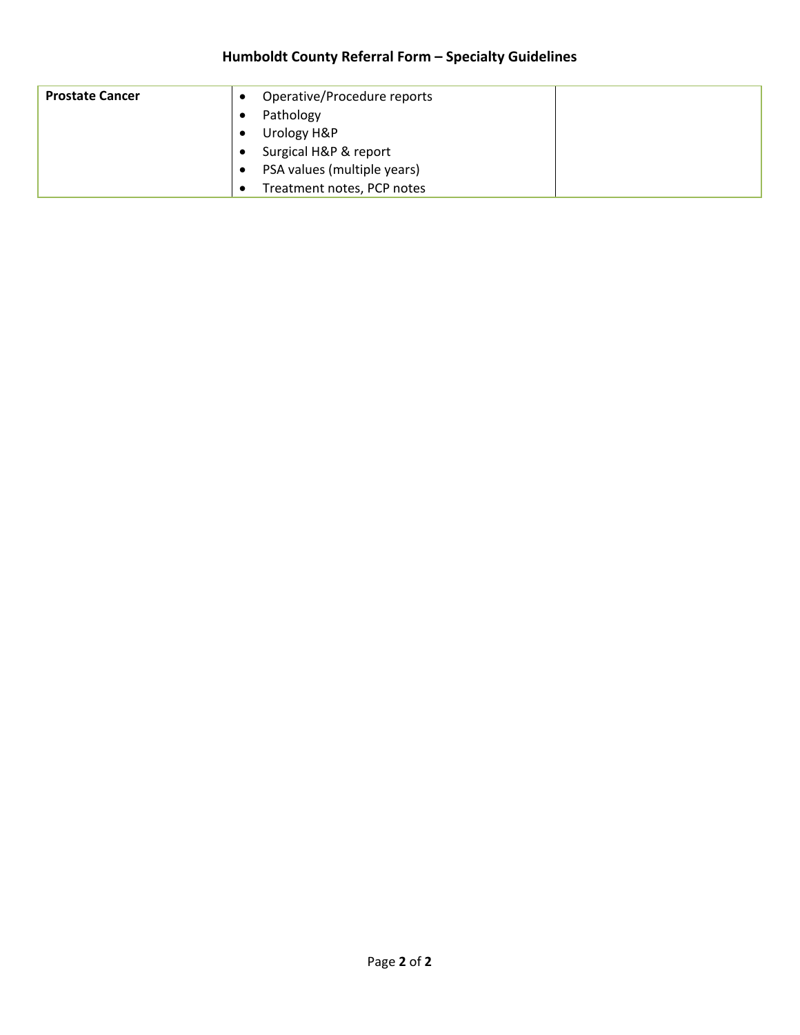# Humboldt County Referral Form – Specialty Guidelines

| | | |
|---|---|---|
| **Prostate Cancer** | • Operative/Procedure reports<br>• Pathology<br>• Urology H&P<br>• Surgical H&P & report<br>• PSA values (multiple years)<br>• Treatment notes, PCP notes | |